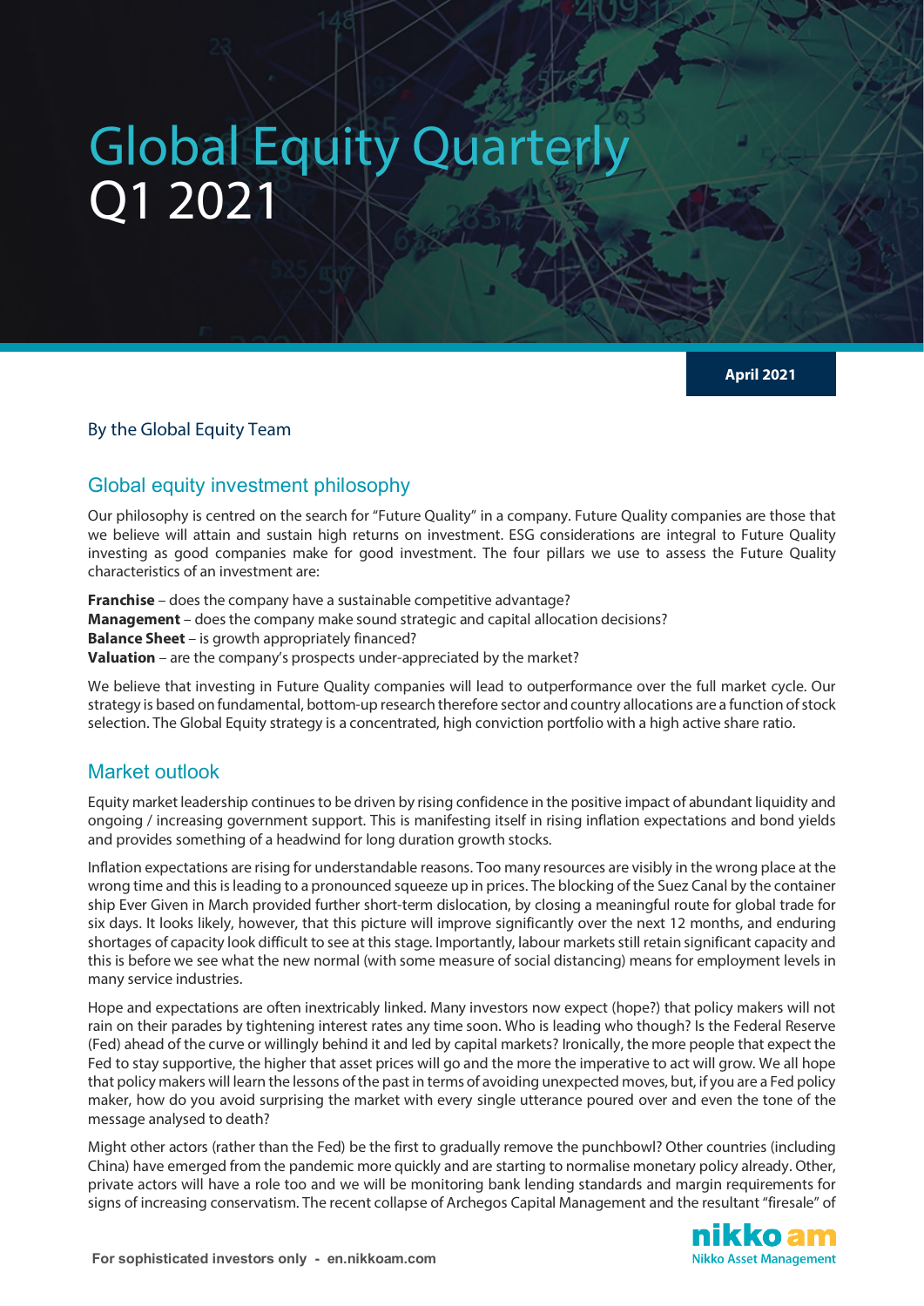# Global Equity Quarterly
# Q1 2021

**April 2021**

By the Global Equity Team

## Global equity investment philosophy

Our philosophy is centred on the search for "Future Quality" in a company. Future Quality companies are those that we believe will attain and sustain high returns on investment. ESG considerations are integral to Future Quality investing as good companies make for good investment. The four pillars we use to assess the Future Quality characteristics of an investment are:

**Franchise** – does the company have a sustainable competitive advantage?
**Management** – does the company make sound strategic and capital allocation decisions?
**Balance Sheet** – is growth appropriately financed?
**Valuation** – are the company's prospects under-appreciated by the market?

We believe that investing in Future Quality companies will lead to outperformance over the full market cycle. Our strategy is based on fundamental, bottom-up research therefore sector and country allocations are a function of stock selection. The Global Equity strategy is a concentrated, high conviction portfolio with a high active share ratio.

## Market outlook

Equity market leadership continues to be driven by rising confidence in the positive impact of abundant liquidity and ongoing / increasing government support. This is manifesting itself in rising inflation expectations and bond yields and provides something of a headwind for long duration growth stocks.

Inflation expectations are rising for understandable reasons. Too many resources are visibly in the wrong place at the wrong time and this is leading to a pronounced squeeze up in prices. The blocking of the Suez Canal by the container ship Ever Given in March provided further short-term dislocation, by closing a meaningful route for global trade for six days. It looks likely, however, that this picture will improve significantly over the next 12 months, and enduring shortages of capacity look difficult to see at this stage. Importantly, labour markets still retain significant capacity and this is before we see what the new normal (with some measure of social distancing) means for employment levels in many service industries.

Hope and expectations are often inextricably linked. Many investors now expect (hope?) that policy makers will not rain on their parades by tightening interest rates any time soon. Who is leading who though? Is the Federal Reserve (Fed) ahead of the curve or willingly behind it and led by capital markets? Ironically, the more people that expect the Fed to stay supportive, the higher that asset prices will go and the more the imperative to act will grow. We all hope that policy makers will learn the lessons of the past in terms of avoiding unexpected moves, but, if you are a Fed policy maker, how do you avoid surprising the market with every single utterance poured over and even the tone of the message analysed to death?

Might other actors (rather than the Fed) be the first to gradually remove the punchbowl? Other countries (including China) have emerged from the pandemic more quickly and are starting to normalise monetary policy already. Other, private actors will have a role too and we will be monitoring bank lending standards and margin requirements for signs of increasing conservatism. The recent collapse of Archegos Capital Management and the resultant "firesale" of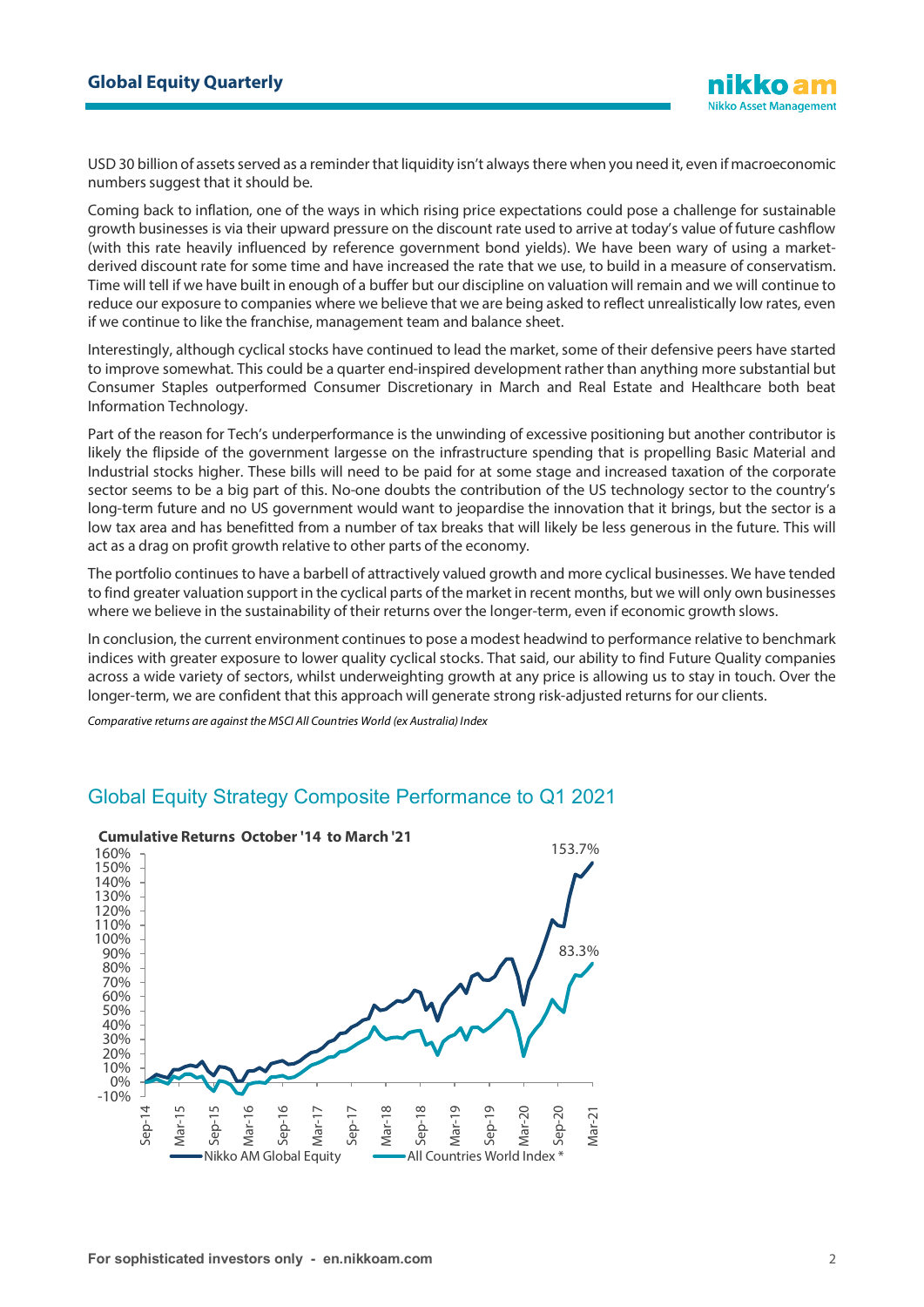USD 30 billion of assets served as a reminder that liquidity isn't always there when you need it, even if macroeconomic numbers suggest that it should be.

Coming back to inflation, one of the ways in which rising price expectations could pose a challenge for sustainable growth businesses is via their upward pressure on the discount rate used to arrive at today's value of future cashflow (with this rate heavily influenced by reference government bond yields). We have been wary of using a market-derived discount rate for some time and have increased the rate that we use, to build in a measure of conservatism. Time will tell if we have built in enough of a buffer but our discipline on valuation will remain and we will continue to reduce our exposure to companies where we believe that we are being asked to reflect unrealistically low rates, even if we continue to like the franchise, management team and balance sheet.

Interestingly, although cyclical stocks have continued to lead the market, some of their defensive peers have started to improve somewhat. This could be a quarter end-inspired development rather than anything more substantial but Consumer Staples outperformed Consumer Discretionary in March and Real Estate and Healthcare both beat Information Technology.

Part of the reason for Tech's underperformance is the unwinding of excessive positioning but another contributor is likely the flipside of the government largesse on the infrastructure spending that is propelling Basic Material and Industrial stocks higher. These bills will need to be paid for at some stage and increased taxation of the corporate sector seems to be a big part of this. No-one doubts the contribution of the US technology sector to the country's long-term future and no US government would want to jeopardise the innovation that it brings, but the sector is a low tax area and has benefitted from a number of tax breaks that will likely be less generous in the future. This will act as a drag on profit growth relative to other parts of the economy.

The portfolio continues to have a barbell of attractively valued growth and more cyclical businesses. We have tended to find greater valuation support in the cyclical parts of the market in recent months, but we will only own businesses where we believe in the sustainability of their returns over the longer-term, even if economic growth slows.

In conclusion, the current environment continues to pose a modest headwind to performance relative to benchmark indices with greater exposure to lower quality cyclical stocks. That said, our ability to find Future Quality companies across a wide variety of sectors, whilst underweighting growth at any price is allowing us to stay in touch. Over the longer-term, we are confident that this approach will generate strong risk-adjusted returns for our clients.

*Comparative returns are against the MSCI All Countries World (ex Australia) Index*

## Global Equity Strategy Composite Performance to Q1 2021

**Cumulative Returns October '14 to March '21**

Nikko AM Global Equity: 153.7%
All Countries World Index *: 83.3%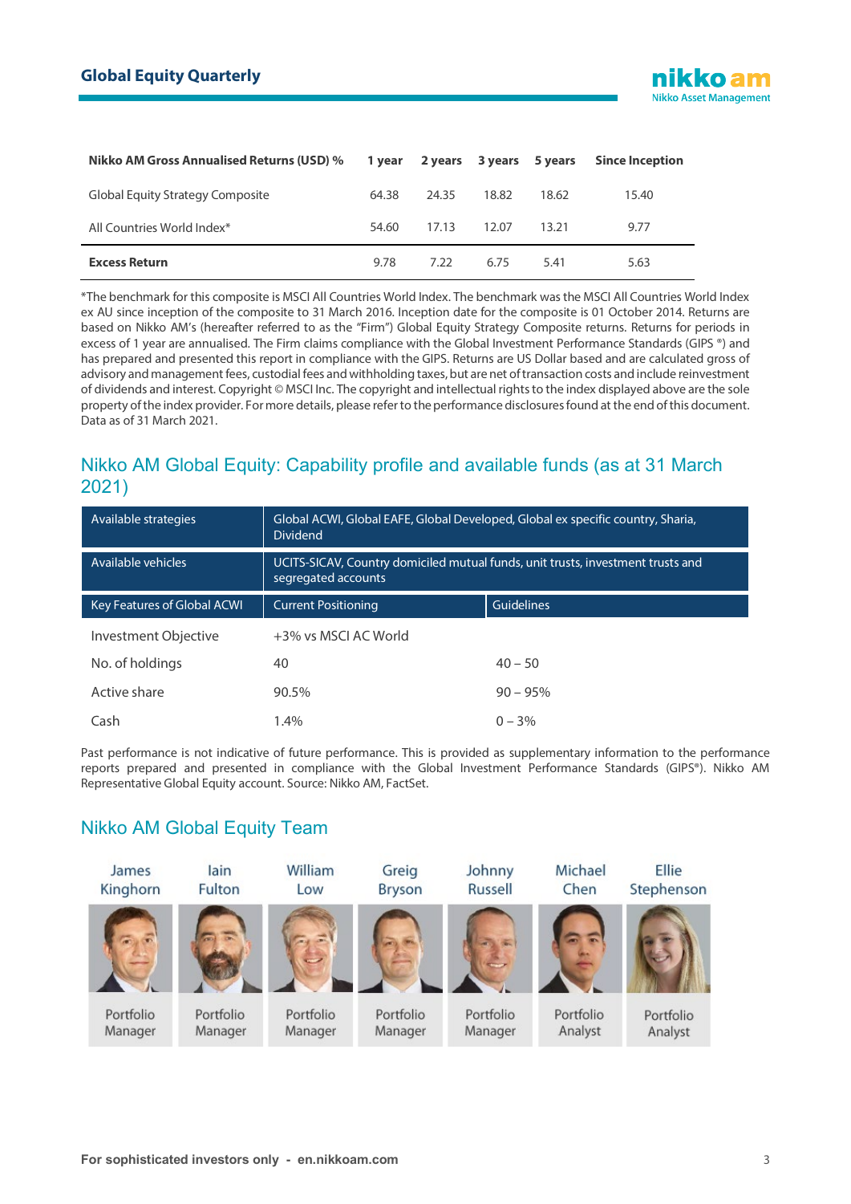| Nikko AM Gross Annualised Returns (USD) % | 1 year | 2 years | 3 years | 5 years | Since Inception |
|---|---|---|---|---|---|
| Global Equity Strategy Composite | 64.38 | 24.35 | 18.82 | 18.62 | 15.40 |
| All Countries World Index* | 54.60 | 17.13 | 12.07 | 13.21 | 9.77 |
| **Excess Return** | 9.78 | 7.22 | 6.75 | 5.41 | 5.63 |

*The benchmark for this composite is MSCI All Countries World Index. The benchmark was the MSCI All Countries World Index ex AU since inception of the composite to 31 March 2016. Inception date for the composite is 01 October 2014. Returns are based on Nikko AM's (hereafter referred to as the "Firm") Global Equity Strategy Composite returns. Returns for periods in excess of 1 year are annualised. The Firm claims compliance with the Global Investment Performance Standards (GIPS ®) and has prepared and presented this report in compliance with the GIPS. Returns are US Dollar based and are calculated gross of advisory and management fees, custodial fees and withholding taxes, but are net of transaction costs and include reinvestment of dividends and interest. Copyright © MSCI Inc. The copyright and intellectual rights to the index displayed above are the sole property of the index provider. For more details, please refer to the performance disclosures found at the end of this document. Data as of 31 March 2021.

## Nikko AM Global Equity: Capability profile and available funds (as at 31 March 2021)

| Available strategies | Global ACWI, Global EAFE, Global Developed, Global ex specific country, Sharia, Dividend | |
|---|---|---|
| Available vehicles | UCITS-SICAV, Country domiciled mutual funds, unit trusts, investment trusts and segregated accounts | |
| **Key Features of Global ACWI** | **Current Positioning** | **Guidelines** |
| Investment Objective | +3% vs MSCI AC World | |
| No. of holdings | 40 | 40 – 50 |
| Active share | 90.5% | 90 – 95% |
| Cash | 1.4% | 0 – 3% |

Past performance is not indicative of future performance. This is provided as supplementary information to the performance reports prepared and presented in compliance with the Global Investment Performance Standards (GIPS®). Nikko AM Representative Global Equity account. Source: Nikko AM, FactSet.

## Nikko AM Global Equity Team

| James Kinghorn | Iain Fulton | William Low | Greig Bryson | Johnny Russell | Michael Chen | Ellie Stephenson |
|---|---|---|---|---|---|---|
| Portfolio Manager | Portfolio Manager | Portfolio Manager | Portfolio Manager | Portfolio Manager | Portfolio Analyst | Portfolio Analyst |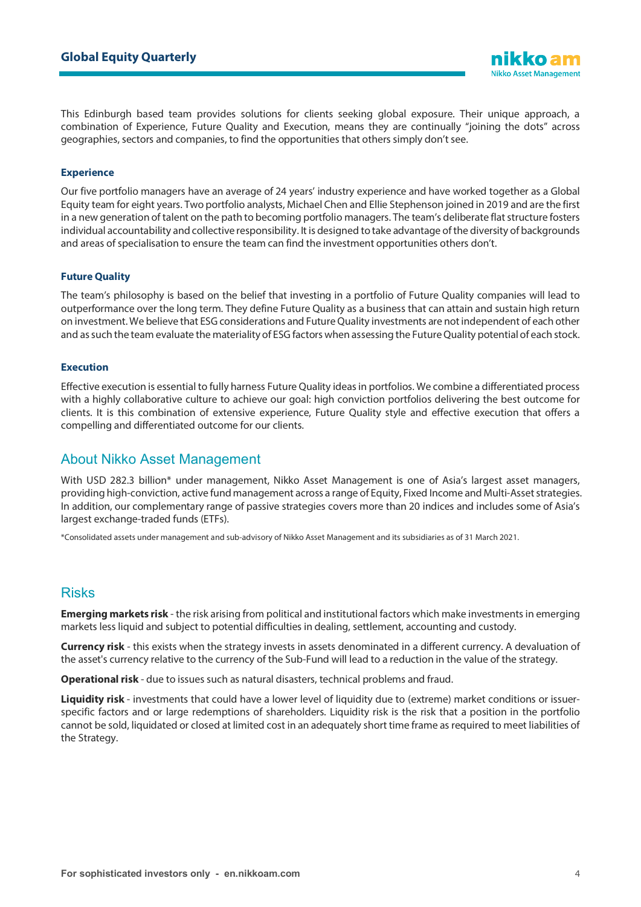This Edinburgh based team provides solutions for clients seeking global exposure. Their unique approach, a combination of Experience, Future Quality and Execution, means they are continually "joining the dots" across geographies, sectors and companies, to find the opportunities that others simply don't see.

### Experience

Our five portfolio managers have an average of 24 years' industry experience and have worked together as a Global Equity team for eight years. Two portfolio analysts, Michael Chen and Ellie Stephenson joined in 2019 and are the first in a new generation of talent on the path to becoming portfolio managers. The team's deliberate flat structure fosters individual accountability and collective responsibility. It is designed to take advantage of the diversity of backgrounds and areas of specialisation to ensure the team can find the investment opportunities others don't.

### Future Quality

The team's philosophy is based on the belief that investing in a portfolio of Future Quality companies will lead to outperformance over the long term. They define Future Quality as a business that can attain and sustain high return on investment. We believe that ESG considerations and Future Quality investments are not independent of each other and as such the team evaluate the materiality of ESG factors when assessing the Future Quality potential of each stock.

### Execution

Effective execution is essential to fully harness Future Quality ideas in portfolios. We combine a differentiated process with a highly collaborative culture to achieve our goal: high conviction portfolios delivering the best outcome for clients. It is this combination of extensive experience, Future Quality style and effective execution that offers a compelling and differentiated outcome for our clients.

## About Nikko Asset Management

With USD 282.3 billion* under management, Nikko Asset Management is one of Asia's largest asset managers, providing high-conviction, active fund management across a range of Equity, Fixed Income and Multi-Asset strategies. In addition, our complementary range of passive strategies covers more than 20 indices and includes some of Asia's largest exchange-traded funds (ETFs).

*Consolidated assets under management and sub-advisory of Nikko Asset Management and its subsidiaries as of 31 March 2021.

## Risks

**Emerging markets risk** - the risk arising from political and institutional factors which make investments in emerging markets less liquid and subject to potential difficulties in dealing, settlement, accounting and custody.

**Currency risk** - this exists when the strategy invests in assets denominated in a different currency. A devaluation of the asset's currency relative to the currency of the Sub-Fund will lead to a reduction in the value of the strategy.

**Operational risk** - due to issues such as natural disasters, technical problems and fraud.

**Liquidity risk** - investments that could have a lower level of liquidity due to (extreme) market conditions or issuer-specific factors and or large redemptions of shareholders. Liquidity risk is the risk that a position in the portfolio cannot be sold, liquidated or closed at limited cost in an adequately short time frame as required to meet liabilities of the Strategy.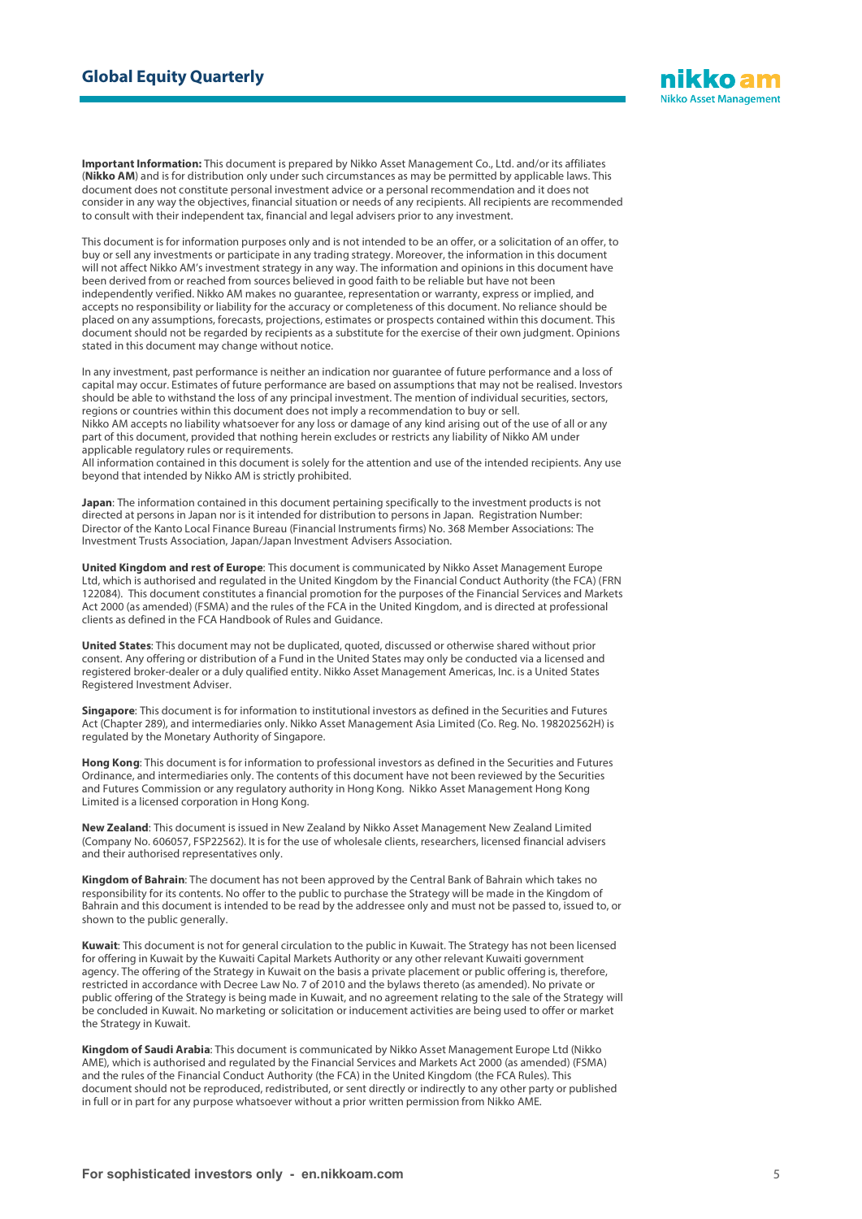**Important Information:** This document is prepared by Nikko Asset Management Co., Ltd. and/or its affiliates (**Nikko AM**) and is for distribution only under such circumstances as may be permitted by applicable laws. This document does not constitute personal investment advice or a personal recommendation and it does not consider in any way the objectives, financial situation or needs of any recipients. All recipients are recommended to consult with their independent tax, financial and legal advisers prior to any investment.

This document is for information purposes only and is not intended to be an offer, or a solicitation of an offer, to buy or sell any investments or participate in any trading strategy. Moreover, the information in this document will not affect Nikko AM's investment strategy in any way. The information and opinions in this document have been derived from or reached from sources believed in good faith to be reliable but have not been independently verified. Nikko AM makes no guarantee, representation or warranty, express or implied, and accepts no responsibility or liability for the accuracy or completeness of this document. No reliance should be placed on any assumptions, forecasts, projections, estimates or prospects contained within this document. This document should not be regarded by recipients as a substitute for the exercise of their own judgment. Opinions stated in this document may change without notice.

In any investment, past performance is neither an indication nor guarantee of future performance and a loss of capital may occur. Estimates of future performance are based on assumptions that may not be realised. Investors should be able to withstand the loss of any principal investment. The mention of individual securities, sectors, regions or countries within this document does not imply a recommendation to buy or sell.
Nikko AM accepts no liability whatsoever for any loss or damage of any kind arising out of the use of all or any part of this document, provided that nothing herein excludes or restricts any liability of Nikko AM under applicable regulatory rules or requirements.
All information contained in this document is solely for the attention and use of the intended recipients. Any use beyond that intended by Nikko AM is strictly prohibited.

**Japan**: The information contained in this document pertaining specifically to the investment products is not directed at persons in Japan nor is it intended for distribution to persons in Japan. Registration Number: Director of the Kanto Local Finance Bureau (Financial Instruments firms) No. 368 Member Associations: The Investment Trusts Association, Japan/Japan Investment Advisers Association.

**United Kingdom and rest of Europe**: This document is communicated by Nikko Asset Management Europe Ltd, which is authorised and regulated in the United Kingdom by the Financial Conduct Authority (the FCA) (FRN 122084). This document constitutes a financial promotion for the purposes of the Financial Services and Markets Act 2000 (as amended) (FSMA) and the rules of the FCA in the United Kingdom, and is directed at professional clients as defined in the FCA Handbook of Rules and Guidance.

**United States**: This document may not be duplicated, quoted, discussed or otherwise shared without prior consent. Any offering or distribution of a Fund in the United States may only be conducted via a licensed and registered broker-dealer or a duly qualified entity. Nikko Asset Management Americas, Inc. is a United States Registered Investment Adviser.

**Singapore**: This document is for information to institutional investors as defined in the Securities and Futures Act (Chapter 289), and intermediaries only. Nikko Asset Management Asia Limited (Co. Reg. No. 198202562H) is regulated by the Monetary Authority of Singapore.

**Hong Kong**: This document is for information to professional investors as defined in the Securities and Futures Ordinance, and intermediaries only. The contents of this document have not been reviewed by the Securities and Futures Commission or any regulatory authority in Hong Kong. Nikko Asset Management Hong Kong Limited is a licensed corporation in Hong Kong.

**New Zealand**: This document is issued in New Zealand by Nikko Asset Management New Zealand Limited (Company No. 606057, FSP22562). It is for the use of wholesale clients, researchers, licensed financial advisers and their authorised representatives only.

**Kingdom of Bahrain**: The document has not been approved by the Central Bank of Bahrain which takes no responsibility for its contents. No offer to the public to purchase the Strategy will be made in the Kingdom of Bahrain and this document is intended to be read by the addressee only and must not be passed to, issued to, or shown to the public generally.

**Kuwait**: This document is not for general circulation to the public in Kuwait. The Strategy has not been licensed for offering in Kuwait by the Kuwaiti Capital Markets Authority or any other relevant Kuwaiti government agency. The offering of the Strategy in Kuwait on the basis a private placement or public offering is, therefore, restricted in accordance with Decree Law No. 7 of 2010 and the bylaws thereto (as amended). No private or public offering of the Strategy is being made in Kuwait, and no agreement relating to the sale of the Strategy will be concluded in Kuwait. No marketing or solicitation or inducement activities are being used to offer or market the Strategy in Kuwait.

**Kingdom of Saudi Arabia**: This document is communicated by Nikko Asset Management Europe Ltd (Nikko AME), which is authorised and regulated by the Financial Services and Markets Act 2000 (as amended) (FSMA) and the rules of the Financial Conduct Authority (the FCA) in the United Kingdom (the FCA Rules). This document should not be reproduced, redistributed, or sent directly or indirectly to any other party or published in full or in part for any purpose whatsoever without a prior written permission from Nikko AME.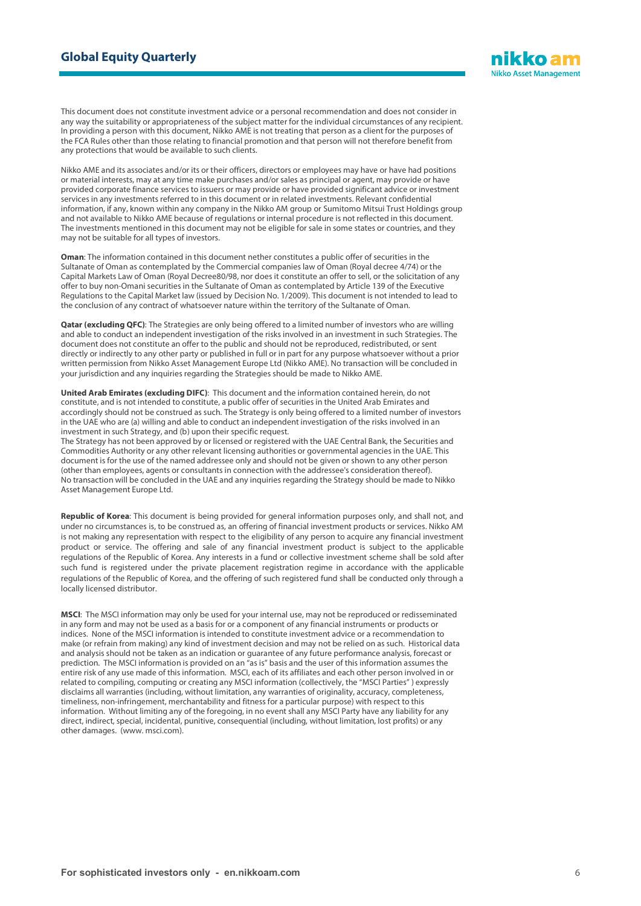This document does not constitute investment advice or a personal recommendation and does not consider in any way the suitability or appropriateness of the subject matter for the individual circumstances of any recipient. In providing a person with this document, Nikko AME is not treating that person as a client for the purposes of the FCA Rules other than those relating to financial promotion and that person will not therefore benefit from any protections that would be available to such clients.

Nikko AME and its associates and/or its or their officers, directors or employees may have or have had positions or material interests, may at any time make purchases and/or sales as principal or agent, may provide or have provided corporate finance services to issuers or may provide or have provided significant advice or investment services in any investments referred to in this document or in related investments. Relevant confidential information, if any, known within any company in the Nikko AM group or Sumitomo Mitsui Trust Holdings group and not available to Nikko AME because of regulations or internal procedure is not reflected in this document. The investments mentioned in this document may not be eligible for sale in some states or countries, and they may not be suitable for all types of investors.

**Oman**: The information contained in this document nether constitutes a public offer of securities in the Sultanate of Oman as contemplated by the Commercial companies law of Oman (Royal decree 4/74) or the Capital Markets Law of Oman (Royal Decree80/98, nor does it constitute an offer to sell, or the solicitation of any offer to buy non-Omani securities in the Sultanate of Oman as contemplated by Article 139 of the Executive Regulations to the Capital Market law (issued by Decision No. 1/2009). This document is not intended to lead to the conclusion of any contract of whatsoever nature within the territory of the Sultanate of Oman.

**Qatar (excluding QFC)**: The Strategies are only being offered to a limited number of investors who are willing and able to conduct an independent investigation of the risks involved in an investment in such Strategies. The document does not constitute an offer to the public and should not be reproduced, redistributed, or sent directly or indirectly to any other party or published in full or in part for any purpose whatsoever without a prior written permission from Nikko Asset Management Europe Ltd (Nikko AME). No transaction will be concluded in your jurisdiction and any inquiries regarding the Strategies should be made to Nikko AME.

**United Arab Emirates (excluding DIFC)**: This document and the information contained herein, do not constitute, and is not intended to constitute, a public offer of securities in the United Arab Emirates and accordingly should not be construed as such. The Strategy is only being offered to a limited number of investors in the UAE who are (a) willing and able to conduct an independent investigation of the risks involved in an investment in such Strategy, and (b) upon their specific request.
The Strategy has not been approved by or licensed or registered with the UAE Central Bank, the Securities and Commodities Authority or any other relevant licensing authorities or governmental agencies in the UAE. This document is for the use of the named addressee only and should not be given or shown to any other person (other than employees, agents or consultants in connection with the addressee's consideration thereof).
No transaction will be concluded in the UAE and any inquiries regarding the Strategy should be made to Nikko Asset Management Europe Ltd.

**Republic of Korea**: This document is being provided for general information purposes only, and shall not, and under no circumstances is, to be construed as, an offering of financial investment products or services. Nikko AM is not making any representation with respect to the eligibility of any person to acquire any financial investment product or service. The offering and sale of any financial investment product is subject to the applicable regulations of the Republic of Korea. Any interests in a fund or collective investment scheme shall be sold after such fund is registered under the private placement registration regime in accordance with the applicable regulations of the Republic of Korea, and the offering of such registered fund shall be conducted only through a locally licensed distributor.

**MSCI**: The MSCI information may only be used for your internal use, may not be reproduced or redisseminated in any form and may not be used as a basis for or a component of any financial instruments or products or indices. None of the MSCI information is intended to constitute investment advice or a recommendation to make (or refrain from making) any kind of investment decision and may not be relied on as such. Historical data and analysis should not be taken as an indication or guarantee of any future performance analysis, forecast or prediction. The MSCI information is provided on an "as is" basis and the user of this information assumes the entire risk of any use made of this information. MSCI, each of its affiliates and each other person involved in or related to compiling, computing or creating any MSCI information (collectively, the "MSCI Parties" ) expressly disclaims all warranties (including, without limitation, any warranties of originality, accuracy, completeness, timeliness, non-infringement, merchantability and fitness for a particular purpose) with respect to this information. Without limiting any of the foregoing, in no event shall any MSCI Party have any liability for any direct, indirect, special, incidental, punitive, consequential (including, without limitation, lost profits) or any other damages. (www. msci.com).